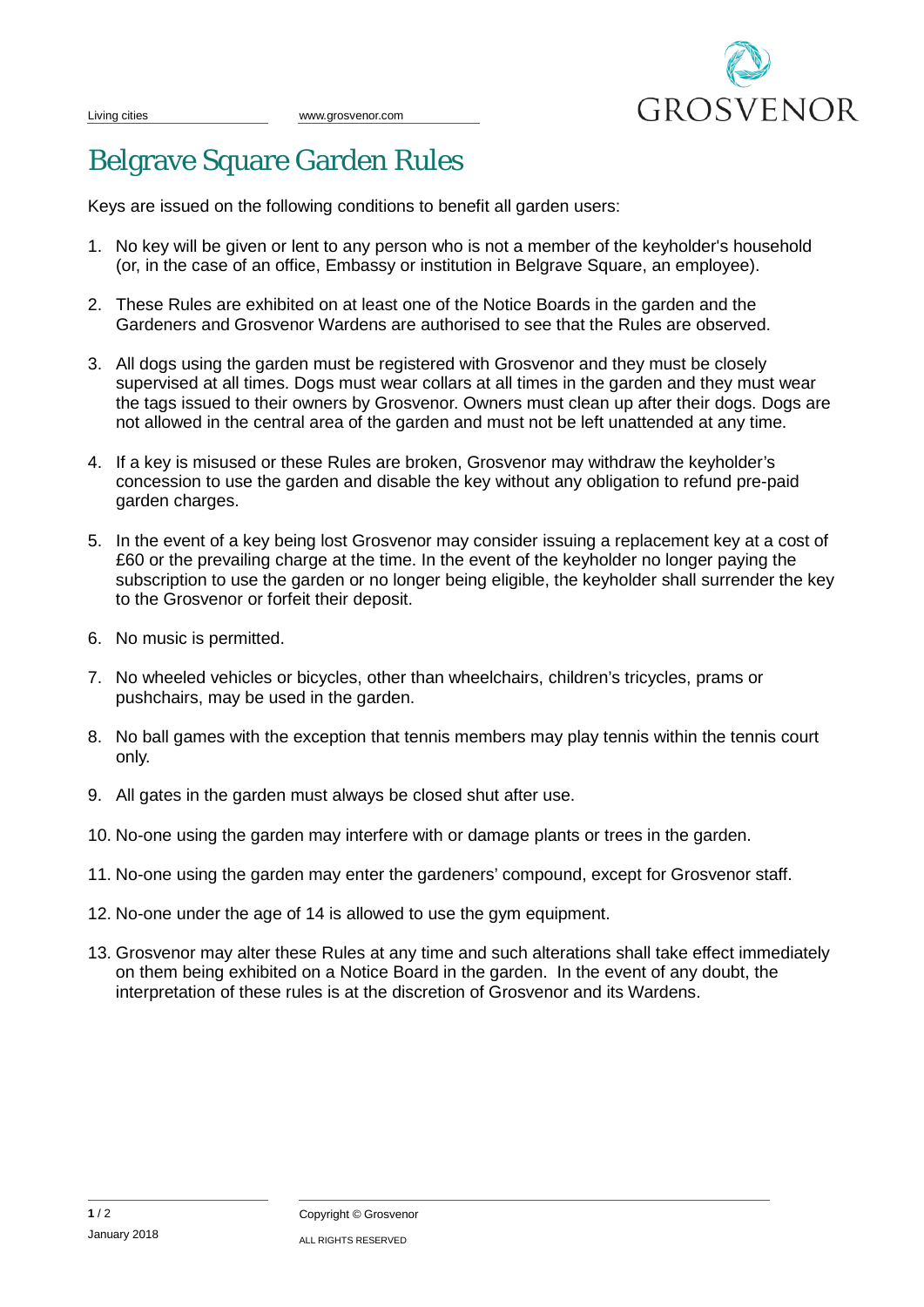# Belgrave Square Garden Rules

Keys are issued on the following conditions to benefit all garden users:

1. No key will be given or lent to any person who is not a member of the keyholder's household (or, in the case of an office, Embassy or institution in Belgrave Square, an employee).
2. These Rules are exhibited on at least one of the Notice Boards in the garden and the Gardeners and Grosvenor Wardens are authorised to see that the Rules are observed.
3. All dogs using the garden must be registered with Grosvenor and they must be closely supervised at all times. Dogs must wear collars at all times in the garden and they must wear the tags issued to their owners by Grosvenor. Owners must clean up after their dogs. Dogs are not allowed in the central area of the garden and must not be left unattended at any time.
4. If a key is misused or these Rules are broken, Grosvenor may withdraw the keyholder's concession to use the garden and disable the key without any obligation to refund pre-paid garden charges.
5. In the event of a key being lost Grosvenor may consider issuing a replacement key at a cost of £60 or the prevailing charge at the time. In the event of the keyholder no longer paying the subscription to use the garden or no longer being eligible, the keyholder shall surrender the key to the Grosvenor or forfeit their deposit.
6. No music is permitted.
7. No wheeled vehicles or bicycles, other than wheelchairs, children's tricycles, prams or pushchairs, may be used in the garden.
8. No ball games with the exception that tennis members may play tennis within the tennis court only.
9. All gates in the garden must always be closed shut after use.
10. No-one using the garden may interfere with or damage plants or trees in the garden.
11. No-one using the garden may enter the gardeners' compound, except for Grosvenor staff.
12. No-one under the age of 14 is allowed to use the gym equipment.
13. Grosvenor may alter these Rules at any time and such alterations shall take effect immediately on them being exhibited on a Notice Board in the garden. In the event of any doubt, the interpretation of these rules is at the discretion of Grosvenor and its Wardens.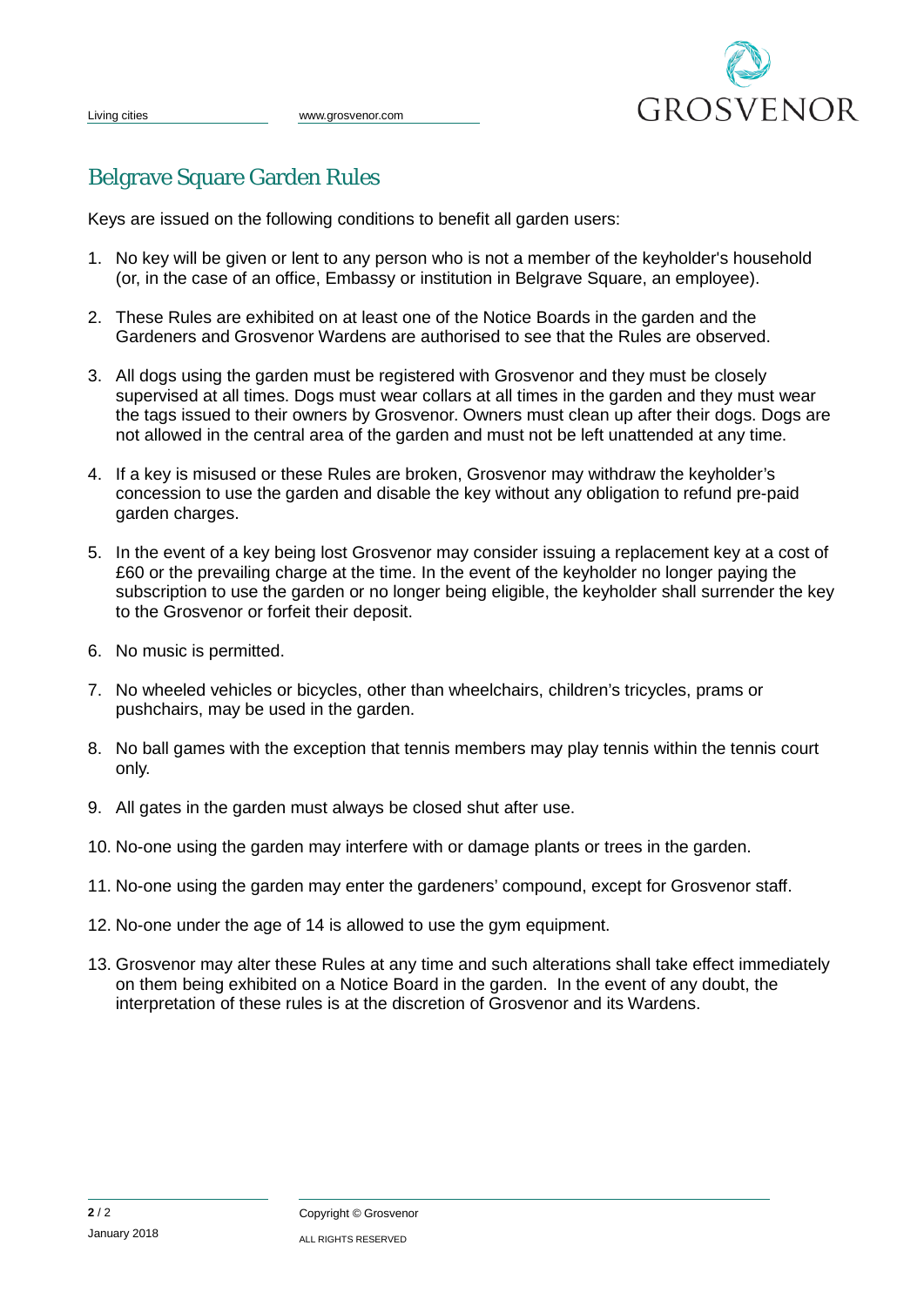# Belgrave Square Garden Rules

Keys are issued on the following conditions to benefit all garden users:

1. No key will be given or lent to any person who is not a member of the keyholder's household (or, in the case of an office, Embassy or institution in Belgrave Square, an employee).

2. These Rules are exhibited on at least one of the Notice Boards in the garden and the Gardeners and Grosvenor Wardens are authorised to see that the Rules are observed.

3. All dogs using the garden must be registered with Grosvenor and they must be closely supervised at all times. Dogs must wear collars at all times in the garden and they must wear the tags issued to their owners by Grosvenor. Owners must clean up after their dogs. Dogs are not allowed in the central area of the garden and must not be left unattended at any time.

4. If a key is misused or these Rules are broken, Grosvenor may withdraw the keyholder's concession to use the garden and disable the key without any obligation to refund pre-paid garden charges.

5. In the event of a key being lost Grosvenor may consider issuing a replacement key at a cost of £60 or the prevailing charge at the time. In the event of the keyholder no longer paying the subscription to use the garden or no longer being eligible, the keyholder shall surrender the key to the Grosvenor or forfeit their deposit.

6. No music is permitted.

7. No wheeled vehicles or bicycles, other than wheelchairs, children's tricycles, prams or pushchairs, may be used in the garden.

8. No ball games with the exception that tennis members may play tennis within the tennis court only.

9. All gates in the garden must always be closed shut after use.

10. No-one using the garden may interfere with or damage plants or trees in the garden.

11. No-one using the garden may enter the gardeners' compound, except for Grosvenor staff.

12. No-one under the age of 14 is allowed to use the gym equipment.

13. Grosvenor may alter these Rules at any time and such alterations shall take effect immediately on them being exhibited on a Notice Board in the garden. In the event of any doubt, the interpretation of these rules is at the discretion of Grosvenor and its Wardens.